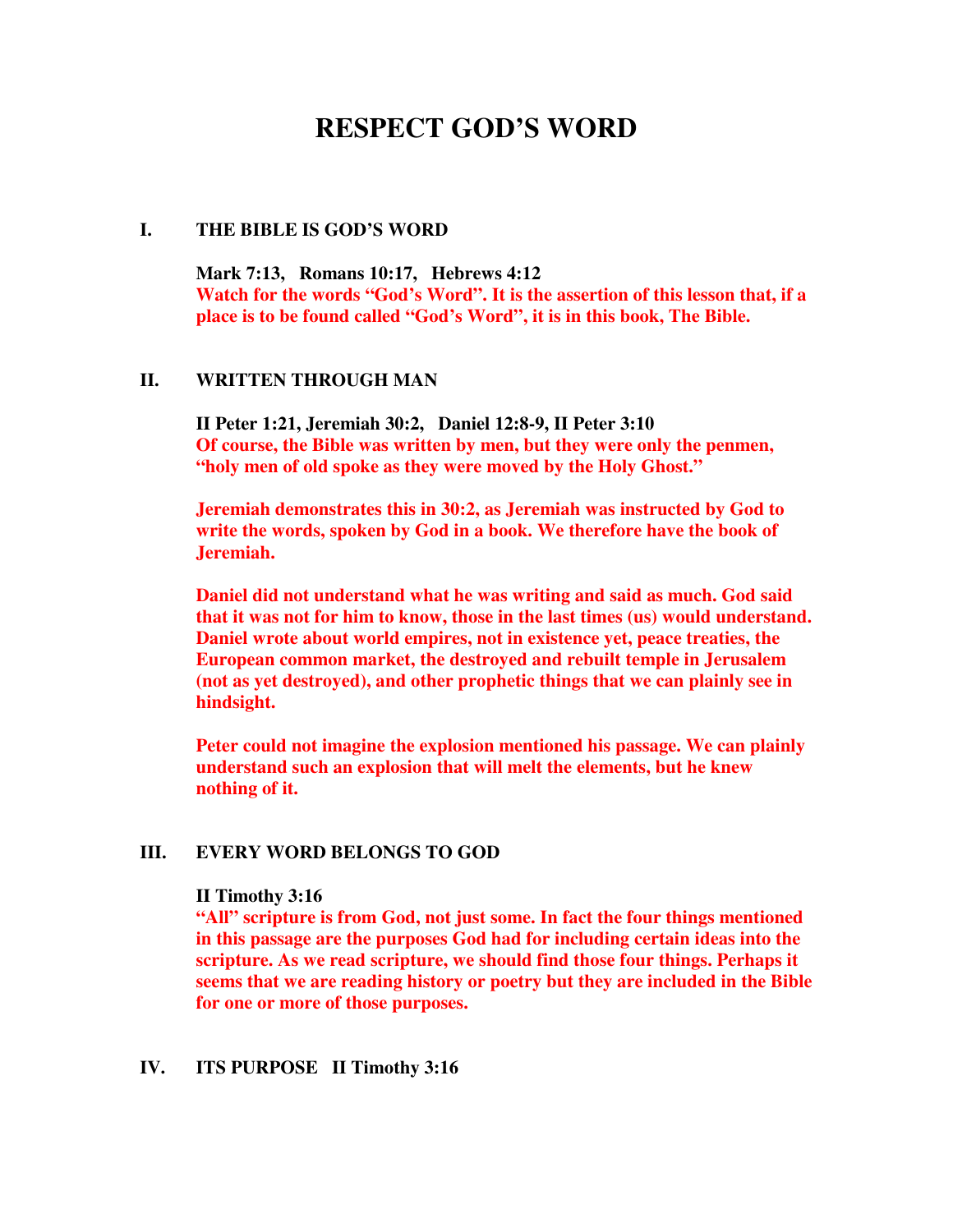# RESPECT GOD'S WORD

## I. THE BIBLE IS GOD'S WORD

**Mark 7:13, Romans 10:17, Hebrews 4:12**

**Watch for the words "God's Word". It is the assertion of this lesson that, if a place is to be found called "God's Word", it is in this book, The Bible.**

## II. WRITTEN THROUGH MAN

**II Peter 1:21, Jeremiah 30:2, Daniel 12:8-9, II Peter 3:10**

**Of course, the Bible was written by men, but they were only the penmen, "holy men of old spoke as they were moved by the Holy Ghost."**

**Jeremiah demonstrates this in 30:2, as Jeremiah was instructed by God to write the words, spoken by God in a book. We therefore have the book of Jeremiah.**

**Daniel did not understand what he was writing and said as much. God said that it was not for him to know, those in the last times (us) would understand. Daniel wrote about world empires, not in existence yet, peace treaties, the European common market, the destroyed and rebuilt temple in Jerusalem (not as yet destroyed), and other prophetic things that we can plainly see in hindsight.**

**Peter could not imagine the explosion mentioned his passage. We can plainly understand such an explosion that will melt the elements, but he knew nothing of it.**

## III. EVERY WORD BELONGS TO GOD

**II Timothy 3:16**

**"All" scripture is from God, not just some. In fact the four things mentioned in this passage are the purposes God had for including certain ideas into the scripture. As we read scripture, we should find those four things. Perhaps it seems that we are reading history or poetry but they are included in the Bible for one or more of those purposes.**

## IV. ITS PURPOSE II Timothy 3:16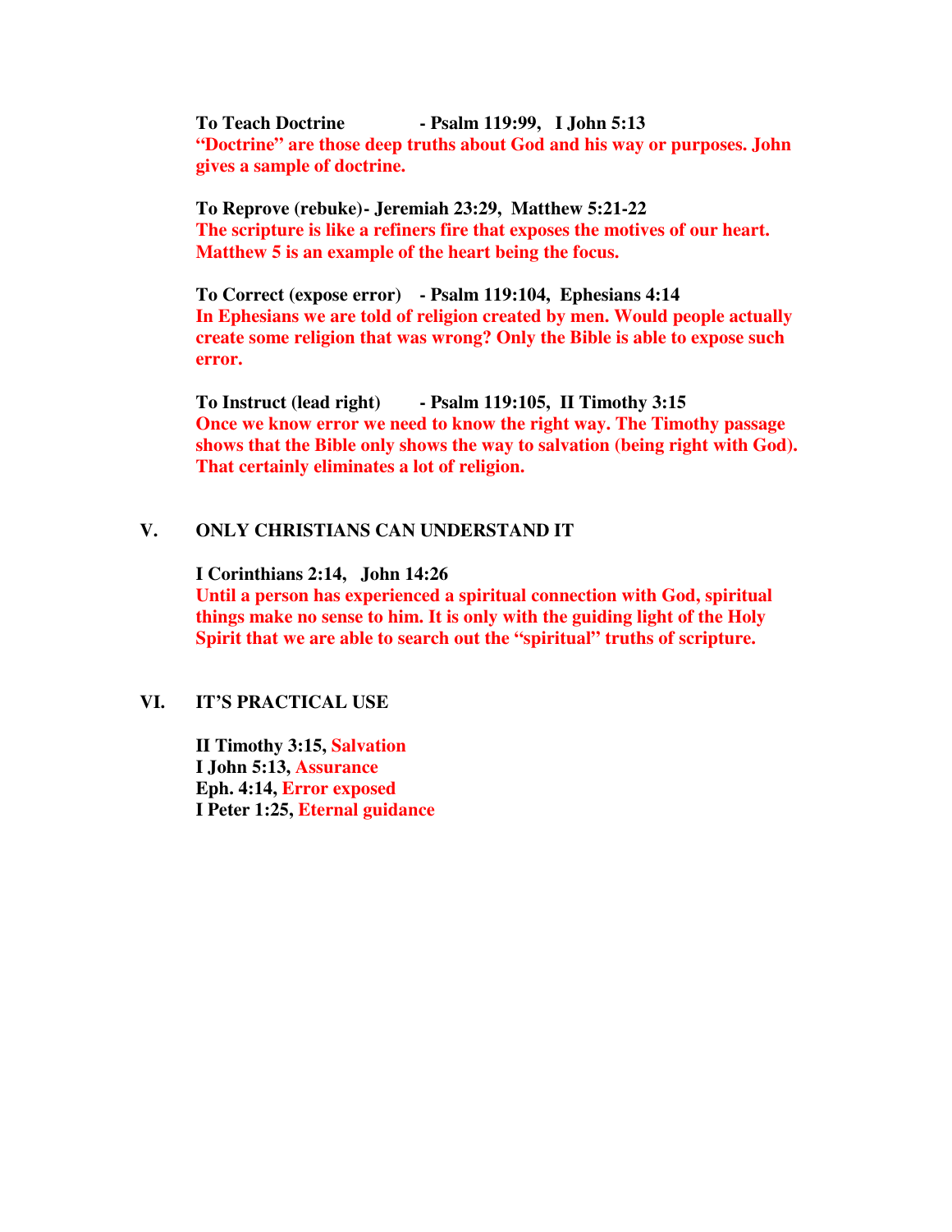**To Teach Doctrine - Psalm 119:99, I John 5:13**
**"Doctrine" are those deep truths about God and his way or purposes. John gives a sample of doctrine.**

**To Reprove (rebuke)- Jeremiah 23:29, Matthew 5:21-22**
**The scripture is like a refiners fire that exposes the motives of our heart. Matthew 5 is an example of the heart being the focus.**

**To Correct (expose error) - Psalm 119:104, Ephesians 4:14**
**In Ephesians we are told of religion created by men. Would people actually create some religion that was wrong? Only the Bible is able to expose such error.**

**To Instruct (lead right) - Psalm 119:105, II Timothy 3:15**
**Once we know error we need to know the right way. The Timothy passage shows that the Bible only shows the way to salvation (being right with God). That certainly eliminates a lot of religion.**

## V. ONLY CHRISTIANS CAN UNDERSTAND IT

**I Corinthians 2:14, John 14:26**
**Until a person has experienced a spiritual connection with God, spiritual things make no sense to him. It is only with the guiding light of the Holy Spirit that we are able to search out the "spiritual" truths of scripture.**

## VI. IT'S PRACTICAL USE

**II Timothy 3:15, Salvation**
**I John 5:13, Assurance**
**Eph. 4:14, Error exposed**
**I Peter 1:25, Eternal guidance**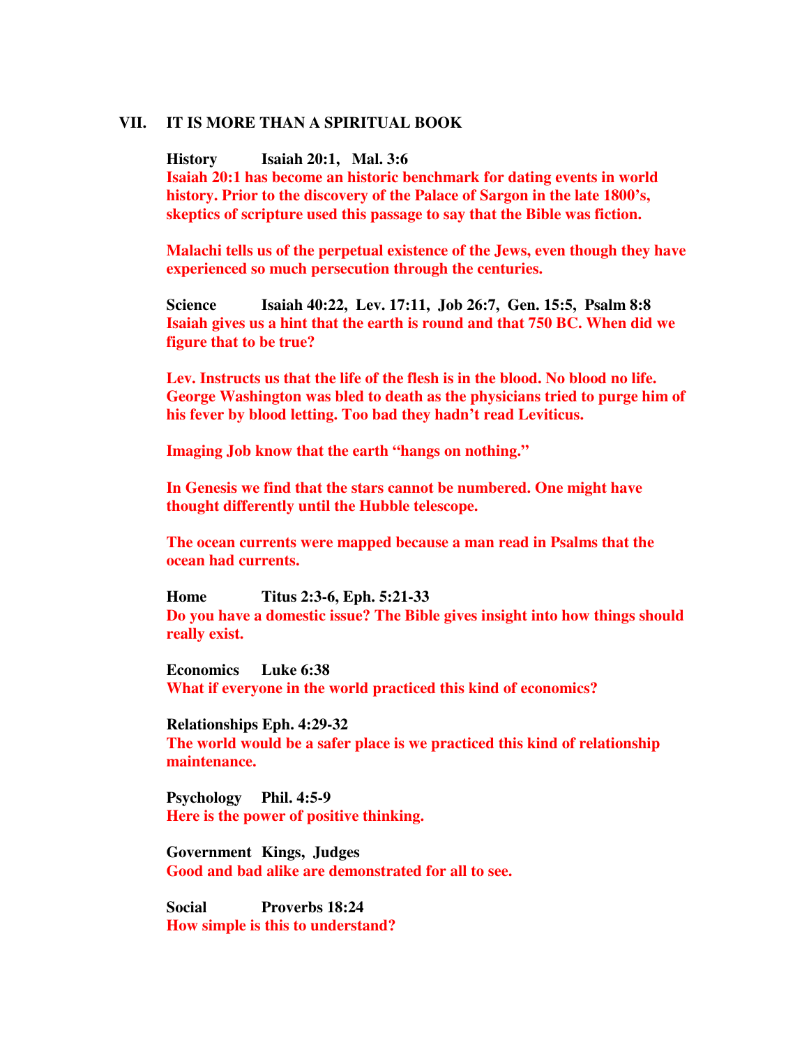## VII. IT IS MORE THAN A SPIRITUAL BOOK

**History** **Isaiah 20:1, Mal. 3:6**

**Isaiah 20:1 has become an historic benchmark for dating events in world history. Prior to the discovery of the Palace of Sargon in the late 1800's, skeptics of scripture used this passage to say that the Bible was fiction.**

**Malachi tells us of the perpetual existence of the Jews, even though they have experienced so much persecution through the centuries.**

**Science** **Isaiah 40:22, Lev. 17:11, Job 26:7, Gen. 15:5, Psalm 8:8**

**Isaiah gives us a hint that the earth is round and that 750 BC. When did we figure that to be true?**

**Lev. Instructs us that the life of the flesh is in the blood. No blood no life. George Washington was bled to death as the physicians tried to purge him of his fever by blood letting. Too bad they hadn't read Leviticus.**

**Imaging Job know that the earth "hangs on nothing."**

**In Genesis we find that the stars cannot be numbered. One might have thought differently until the Hubble telescope.**

**The ocean currents were mapped because a man read in Psalms that the ocean had currents.**

**Home** **Titus 2:3-6, Eph. 5:21-33**

**Do you have a domestic issue? The Bible gives insight into how things should really exist.**

**Economics** **Luke 6:38**

**What if everyone in the world practiced this kind of economics?**

**Relationships** **Eph. 4:29-32**

**The world would be a safer place is we practiced this kind of relationship maintenance.**

**Psychology** **Phil. 4:5-9**

**Here is the power of positive thinking.**

**Government** **Kings, Judges**

**Good and bad alike are demonstrated for all to see.**

**Social** **Proverbs 18:24**

**How simple is this to understand?**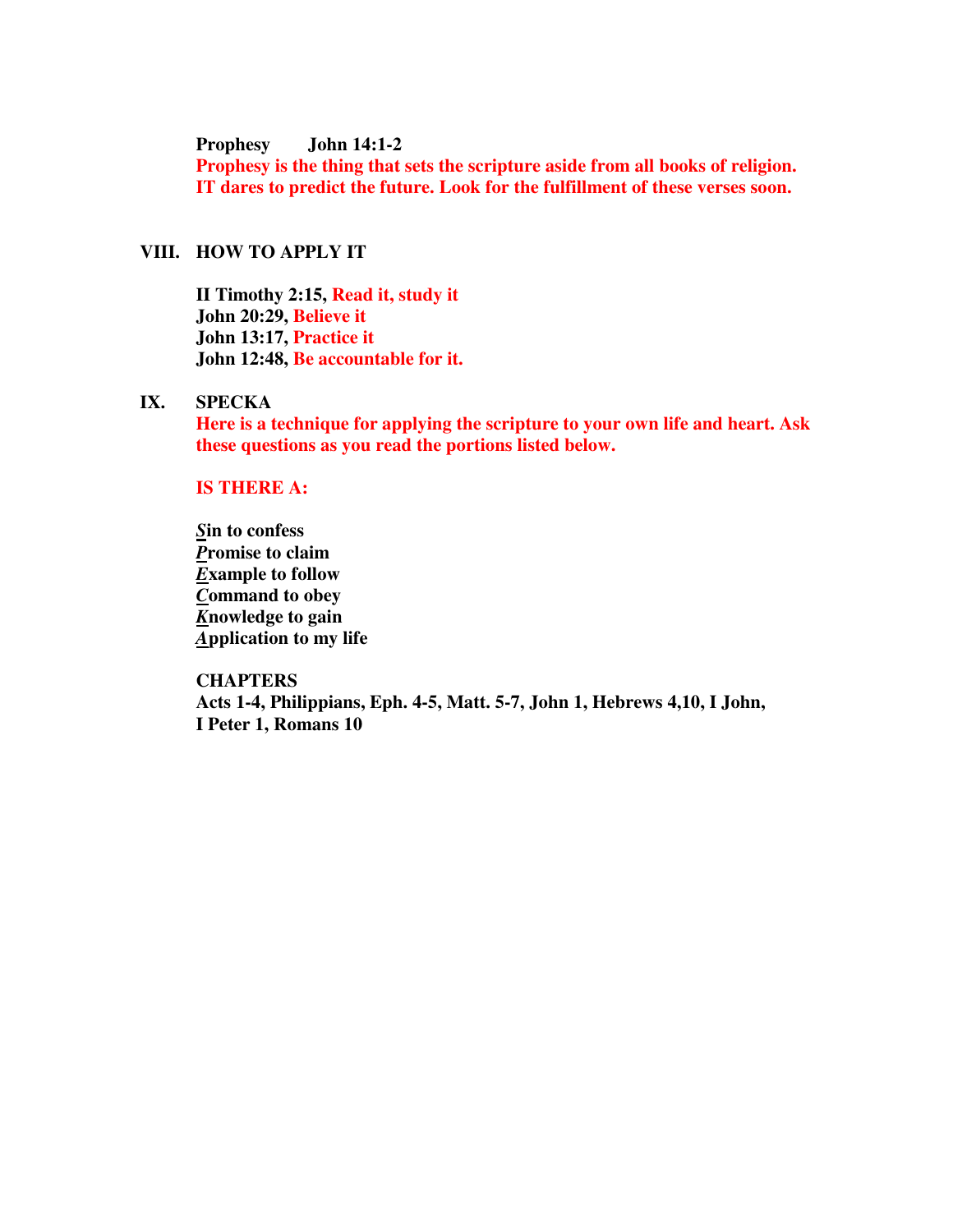**Prophesy John 14:1-2**

**Prophesy is the thing that sets the scripture aside from all books of religion. IT dares to predict the future. Look for the fulfillment of these verses soon.**

## VIII. HOW TO APPLY IT

**II Timothy 2:15, Read it, study it**
**John 20:29, Believe it**
**John 13:17, Practice it**
**John 12:48, Be accountable for it.**

## IX. SPECKA

**Here is a technique for applying the scripture to your own life and heart. Ask these questions as you read the portions listed below.**

**IS THERE A:**

***S*in to confess**
***P*romise to claim**
***E*xample to follow**
***C*ommand to obey**
***K*nowledge to gain**
***A*pplication to my life**

**CHAPTERS**
**Acts 1-4, Philippians, Eph. 4-5, Matt. 5-7, John 1, Hebrews 4,10, I John, I Peter 1, Romans 10**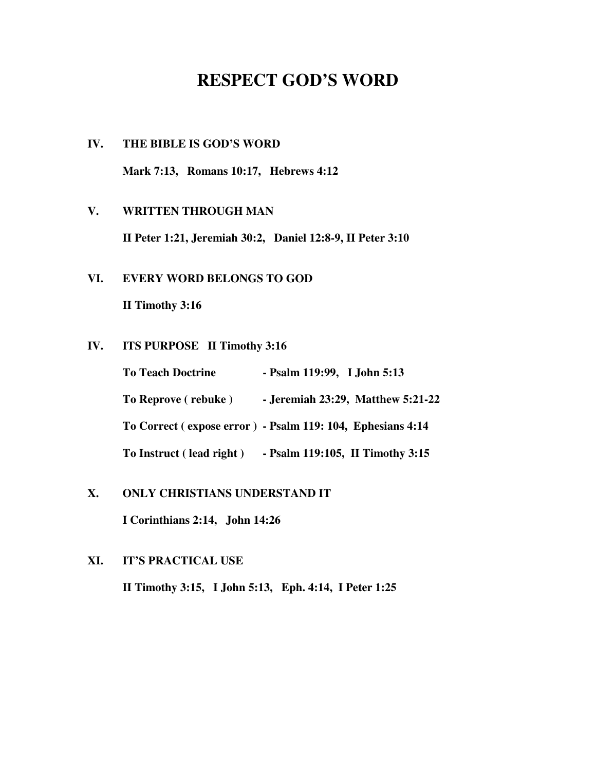# RESPECT GOD'S WORD

**IV. THE BIBLE IS GOD'S WORD**

**Mark 7:13, Romans 10:17, Hebrews 4:12**

**V. WRITTEN THROUGH MAN**

**II Peter 1:21, Jeremiah 30:2, Daniel 12:8-9, II Peter 3:10**

**VI. EVERY WORD BELONGS TO GOD**

**II Timothy 3:16**

**IV. ITS PURPOSE II Timothy 3:16**

**To Teach Doctrine - Psalm 119:99, I John 5:13**

**To Reprove ( rebuke ) - Jeremiah 23:29, Matthew 5:21-22**

**To Correct ( expose error ) - Psalm 119: 104, Ephesians 4:14**

**To Instruct ( lead right ) - Psalm 119:105, II Timothy 3:15**

**X. ONLY CHRISTIANS UNDERSTAND IT**

**I Corinthians 2:14, John 14:26**

**XI. IT'S PRACTICAL USE**

**II Timothy 3:15, I John 5:13, Eph. 4:14, I Peter 1:25**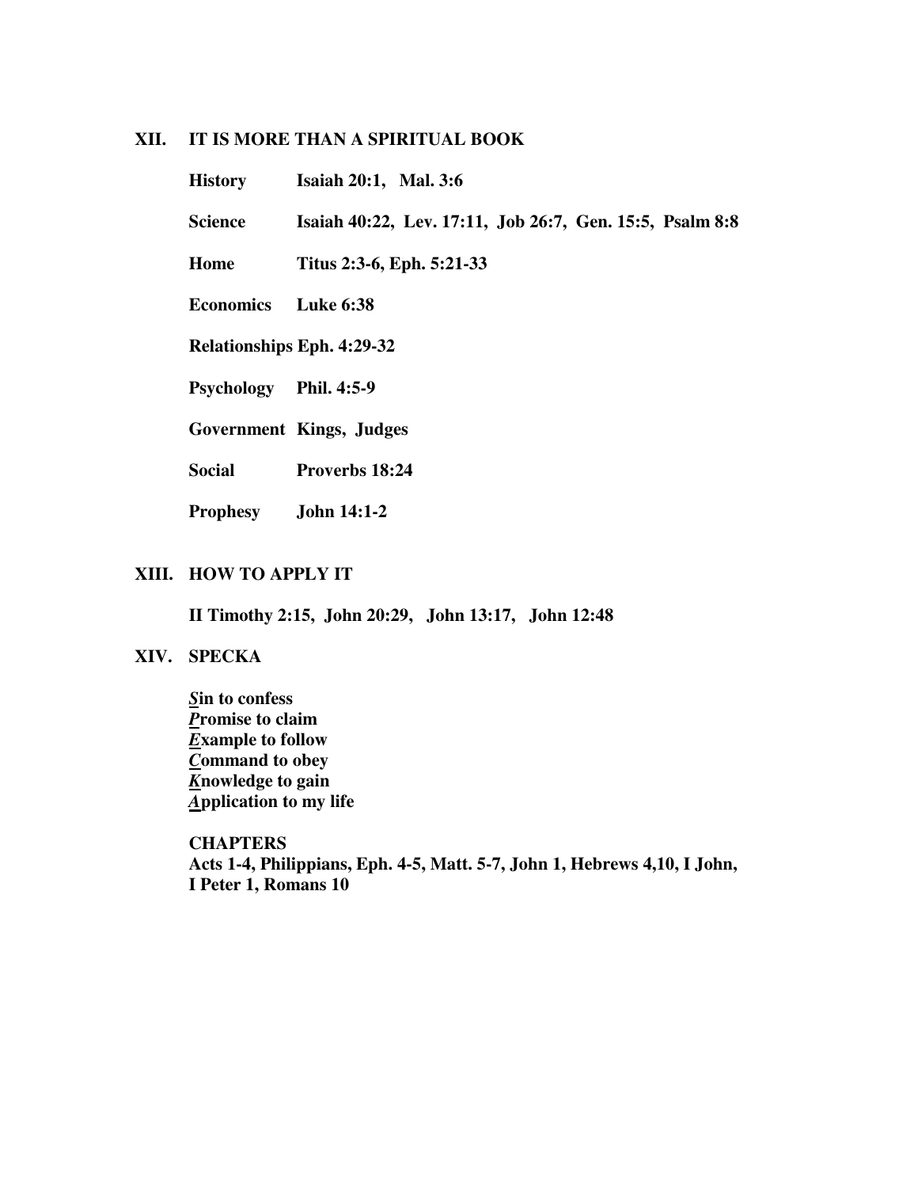## XII. IT IS MORE THAN A SPIRITUAL BOOK

| | |
|---|---|
| **History** | **Isaiah 20:1, Mal. 3:6** |
| **Science** | **Isaiah 40:22, Lev. 17:11, Job 26:7, Gen. 15:5, Psalm 8:8** |
| **Home** | **Titus 2:3-6, Eph. 5:21-33** |
| **Economics** | **Luke 6:38** |
| **Relationships** | **Eph. 4:29-32** |
| **Psychology** | **Phil. 4:5-9** |
| **Government** | **Kings, Judges** |
| **Social** | **Proverbs 18:24** |
| **Prophesy** | **John 14:1-2** |

## XIII. HOW TO APPLY IT

**II Timothy 2:15, John 20:29, John 13:17, John 12:48**

## XIV. SPECKA

***S*in to confess**
***P*romise to claim**
***E*xample to follow**
***C*ommand to obey**
***K*nowledge to gain**
***A*pplication to my life**

**CHAPTERS**
**Acts 1-4, Philippians, Eph. 4-5, Matt. 5-7, John 1, Hebrews 4,10, I John, I Peter 1, Romans 10**